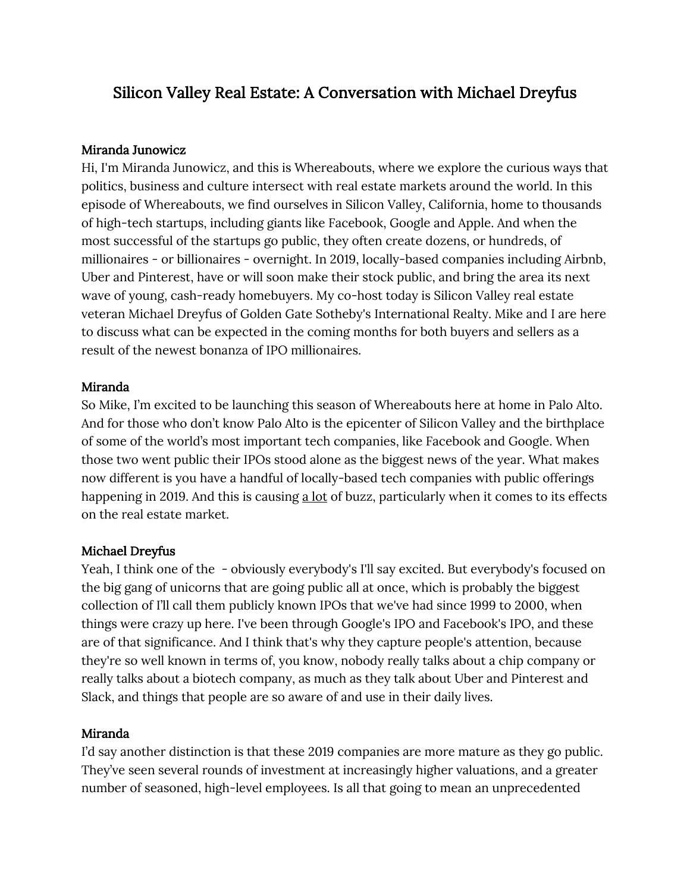# Silicon Valley Real Estate: A Conversation with Michael Dreyfus

**Miranda Junowicz**

Hi, I'm Miranda Junowicz, and this is Whereabouts, where we explore the curious ways that politics, business and culture intersect with real estate markets around the world. In this episode of Whereabouts, we find ourselves in Silicon Valley, California, home to thousands of high-tech startups, including giants like Facebook, Google and Apple. And when the most successful of the startups go public, they often create dozens, or hundreds, of millionaires - or billionaires - overnight. In 2019, locally-based companies including Airbnb, Uber and Pinterest, have or will soon make their stock public, and bring the area its next wave of young, cash-ready homebuyers. My co-host today is Silicon Valley real estate veteran Michael Dreyfus of Golden Gate Sotheby's International Realty. Mike and I are here to discuss what can be expected in the coming months for both buyers and sellers as a result of the newest bonanza of IPO millionaires.

**Miranda**

So Mike, I'm excited to be launching this season of Whereabouts here at home in Palo Alto. And for those who don't know Palo Alto is the epicenter of Silicon Valley and the birthplace of some of the world's most important tech companies, like Facebook and Google. When those two went public their IPOs stood alone as the biggest news of the year. What makes now different is you have a handful of locally-based tech companies with public offerings happening in 2019. And this is causing <u>a lot</u> of buzz, particularly when it comes to its effects on the real estate market.

**Michael Dreyfus**

Yeah, I think one of the - obviously everybody's I'll say excited. But everybody's focused on the big gang of unicorns that are going public all at once, which is probably the biggest collection of I'll call them publicly known IPOs that we've had since 1999 to 2000, when things were crazy up here. I've been through Google's IPO and Facebook's IPO, and these are of that significance. And I think that's why they capture people's attention, because they're so well known in terms of, you know, nobody really talks about a chip company or really talks about a biotech company, as much as they talk about Uber and Pinterest and Slack, and things that people are so aware of and use in their daily lives.

**Miranda**

I'd say another distinction is that these 2019 companies are more mature as they go public. They've seen several rounds of investment at increasingly higher valuations, and a greater number of seasoned, high-level employees. Is all that going to mean an unprecedented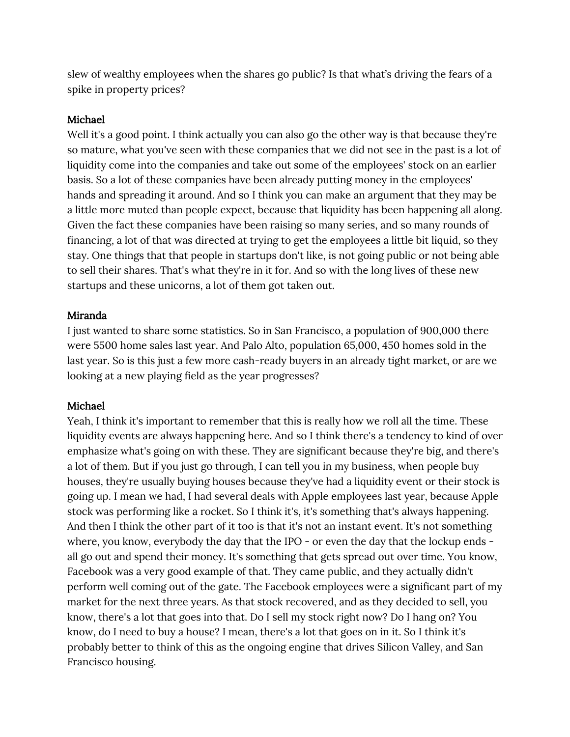slew of wealthy employees when the shares go public? Is that what's driving the fears of a spike in property prices?

**Michael**

Well it's a good point. I think actually you can also go the other way is that because they're so mature, what you've seen with these companies that we did not see in the past is a lot of liquidity come into the companies and take out some of the employees' stock on an earlier basis. So a lot of these companies have been already putting money in the employees' hands and spreading it around. And so I think you can make an argument that they may be a little more muted than people expect, because that liquidity has been happening all along. Given the fact these companies have been raising so many series, and so many rounds of financing, a lot of that was directed at trying to get the employees a little bit liquid, so they stay. One things that that people in startups don't like, is not going public or not being able to sell their shares. That's what they're in it for. And so with the long lives of these new startups and these unicorns, a lot of them got taken out.

**Miranda**

I just wanted to share some statistics. So in San Francisco, a population of 900,000 there were 5500 home sales last year. And Palo Alto, population 65,000, 450 homes sold in the last year. So is this just a few more cash-ready buyers in an already tight market, or are we looking at a new playing field as the year progresses?

**Michael**

Yeah, I think it's important to remember that this is really how we roll all the time. These liquidity events are always happening here. And so I think there's a tendency to kind of over emphasize what's going on with these. They are significant because they're big, and there's a lot of them. But if you just go through, I can tell you in my business, when people buy houses, they're usually buying houses because they've had a liquidity event or their stock is going up. I mean we had, I had several deals with Apple employees last year, because Apple stock was performing like a rocket. So I think it's, it's something that's always happening. And then I think the other part of it too is that it's not an instant event. It's not something where, you know, everybody the day that the IPO - or even the day that the lockup ends - all go out and spend their money. It's something that gets spread out over time. You know, Facebook was a very good example of that. They came public, and they actually didn't perform well coming out of the gate. The Facebook employees were a significant part of my market for the next three years. As that stock recovered, and as they decided to sell, you know, there's a lot that goes into that. Do I sell my stock right now? Do I hang on? You know, do I need to buy a house? I mean, there's a lot that goes on in it. So I think it's probably better to think of this as the ongoing engine that drives Silicon Valley, and San Francisco housing.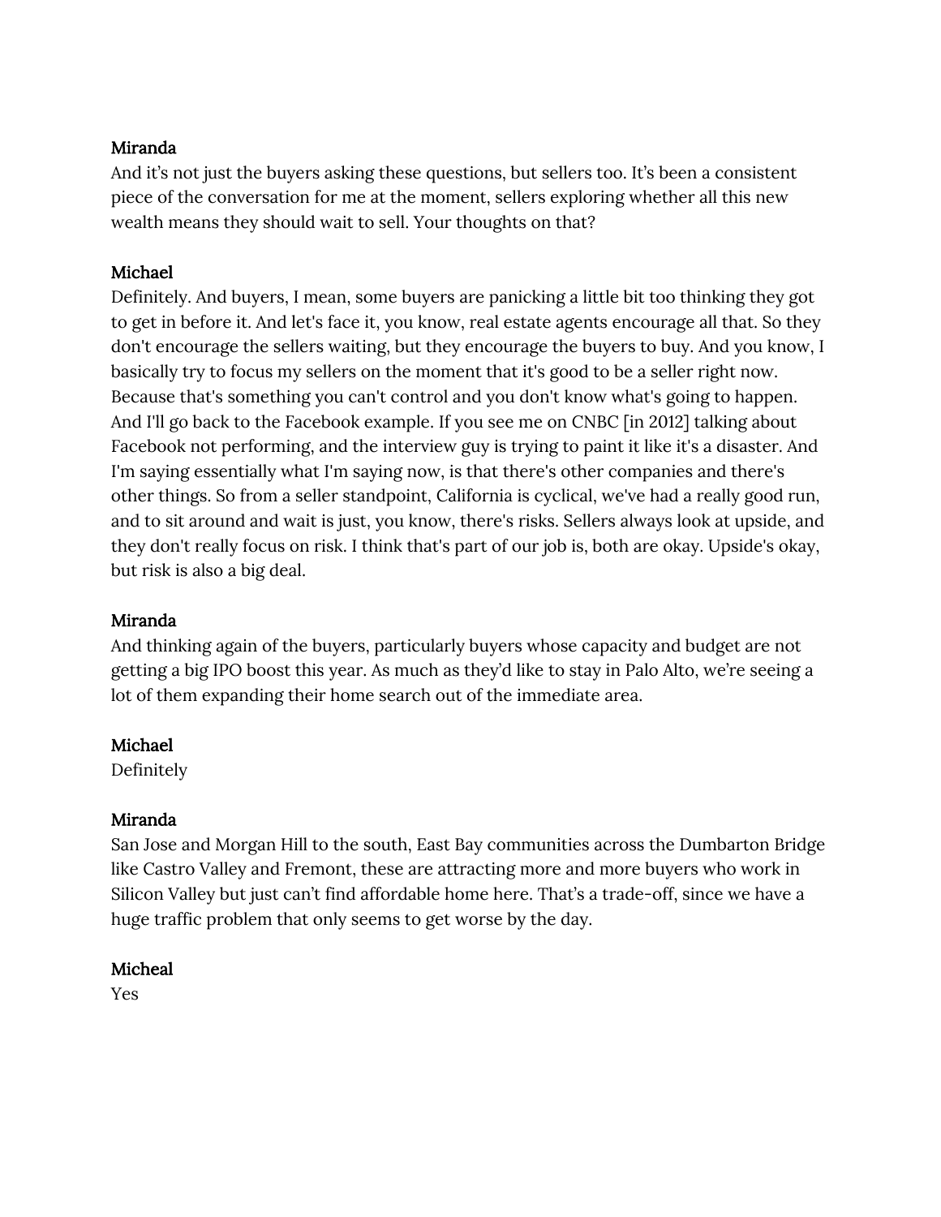**Miranda**
And it's not just the buyers asking these questions, but sellers too. It's been a consistent piece of the conversation for me at the moment, sellers exploring whether all this new wealth means they should wait to sell. Your thoughts on that?

**Michael**
Definitely. And buyers, I mean, some buyers are panicking a little bit too thinking they got to get in before it. And let's face it, you know, real estate agents encourage all that. So they don't encourage the sellers waiting, but they encourage the buyers to buy. And you know, I basically try to focus my sellers on the moment that it's good to be a seller right now. Because that's something you can't control and you don't know what's going to happen. And I'll go back to the Facebook example. If you see me on CNBC [in 2012] talking about Facebook not performing, and the interview guy is trying to paint it like it's a disaster. And I'm saying essentially what I'm saying now, is that there's other companies and there's other things. So from a seller standpoint, California is cyclical, we've had a really good run, and to sit around and wait is just, you know, there's risks. Sellers always look at upside, and they don't really focus on risk. I think that's part of our job is, both are okay. Upside's okay, but risk is also a big deal.

**Miranda**
And thinking again of the buyers, particularly buyers whose capacity and budget are not getting a big IPO boost this year. As much as they'd like to stay in Palo Alto, we're seeing a lot of them expanding their home search out of the immediate area.

**Michael**
Definitely

**Miranda**
San Jose and Morgan Hill to the south, East Bay communities across the Dumbarton Bridge like Castro Valley and Fremont, these are attracting more and more buyers who work in Silicon Valley but just can't find affordable home here. That's a trade-off, since we have a huge traffic problem that only seems to get worse by the day.

**Micheal**
Yes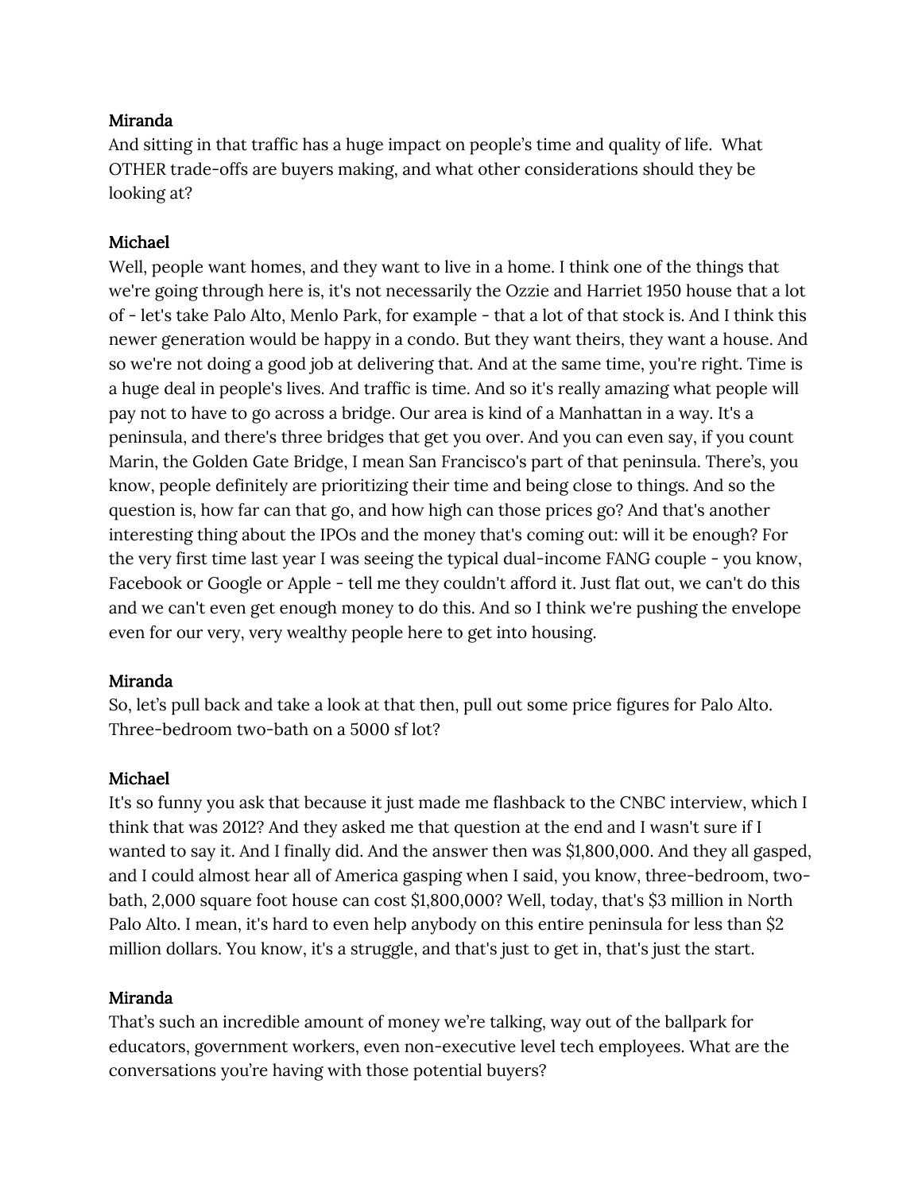**Miranda**

And sitting in that traffic has a huge impact on people's time and quality of life. What OTHER trade-offs are buyers making, and what other considerations should they be looking at?

**Michael**

Well, people want homes, and they want to live in a home. I think one of the things that we're going through here is, it's not necessarily the Ozzie and Harriet 1950 house that a lot of - let's take Palo Alto, Menlo Park, for example - that a lot of that stock is. And I think this newer generation would be happy in a condo. But they want theirs, they want a house. And so we're not doing a good job at delivering that. And at the same time, you're right. Time is a huge deal in people's lives. And traffic is time. And so it's really amazing what people will pay not to have to go across a bridge. Our area is kind of a Manhattan in a way. It's a peninsula, and there's three bridges that get you over. And you can even say, if you count Marin, the Golden Gate Bridge, I mean San Francisco's part of that peninsula. There's, you know, people definitely are prioritizing their time and being close to things. And so the question is, how far can that go, and how high can those prices go? And that's another interesting thing about the IPOs and the money that's coming out: will it be enough? For the very first time last year I was seeing the typical dual-income FANG couple - you know, Facebook or Google or Apple - tell me they couldn't afford it. Just flat out, we can't do this and we can't even get enough money to do this. And so I think we're pushing the envelope even for our very, very wealthy people here to get into housing.

**Miranda**

So, let's pull back and take a look at that then, pull out some price figures for Palo Alto. Three-bedroom two-bath on a 5000 sf lot?

**Michael**

It's so funny you ask that because it just made me flashback to the CNBC interview, which I think that was 2012? And they asked me that question at the end and I wasn't sure if I wanted to say it. And I finally did. And the answer then was $1,800,000. And they all gasped, and I could almost hear all of America gasping when I said, you know, three-bedroom, two-bath, 2,000 square foot house can cost $1,800,000? Well, today, that's $3 million in North Palo Alto. I mean, it's hard to even help anybody on this entire peninsula for less than $2 million dollars. You know, it's a struggle, and that's just to get in, that's just the start.

**Miranda**

That's such an incredible amount of money we're talking, way out of the ballpark for educators, government workers, even non-executive level tech employees. What are the conversations you're having with those potential buyers?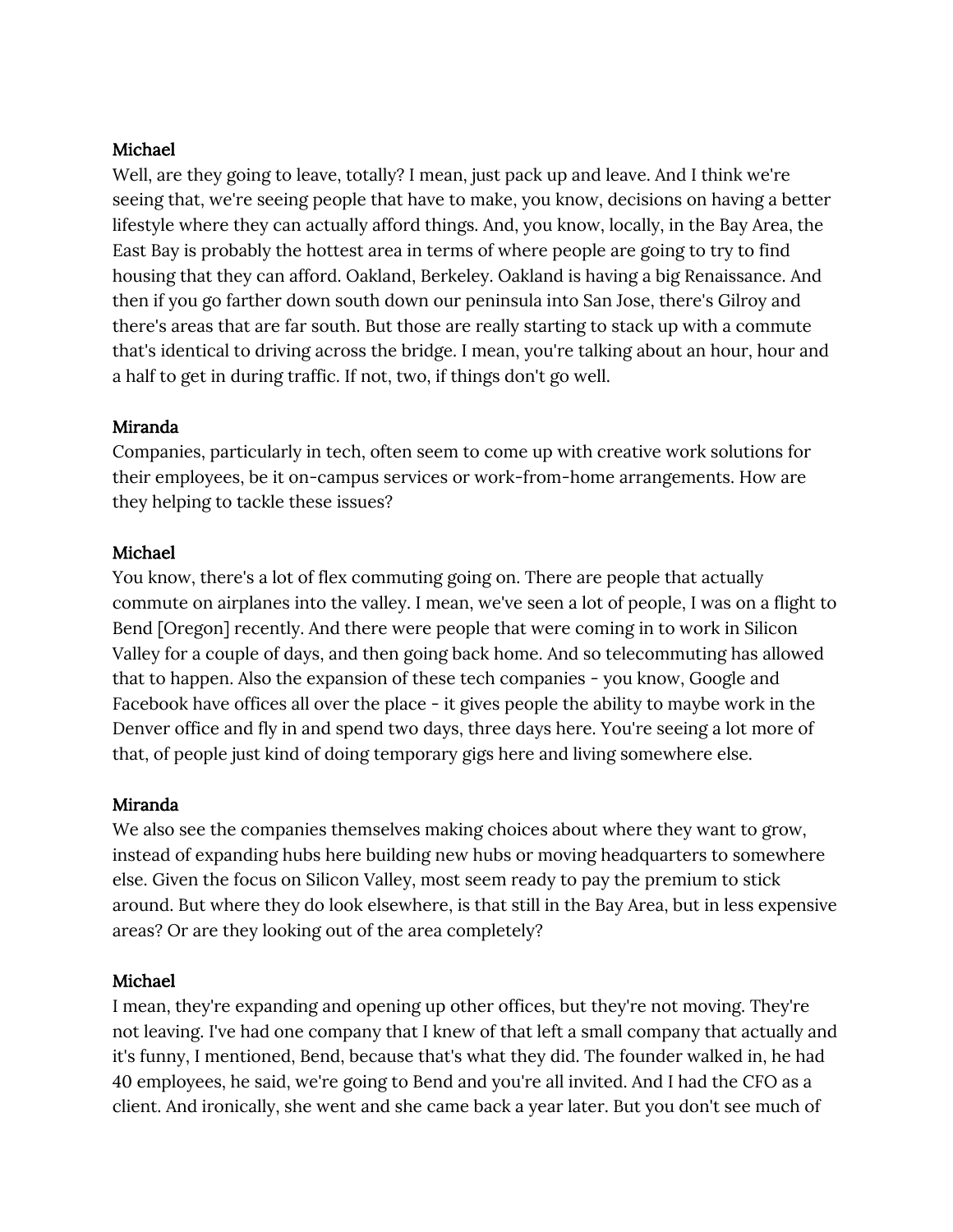**Michael**

Well, are they going to leave, totally? I mean, just pack up and leave. And I think we're seeing that, we're seeing people that have to make, you know, decisions on having a better lifestyle where they can actually afford things. And, you know, locally, in the Bay Area, the East Bay is probably the hottest area in terms of where people are going to try to find housing that they can afford. Oakland, Berkeley. Oakland is having a big Renaissance. And then if you go farther down south down our peninsula into San Jose, there's Gilroy and there's areas that are far south. But those are really starting to stack up with a commute that's identical to driving across the bridge. I mean, you're talking about an hour, hour and a half to get in during traffic. If not, two, if things don't go well.

**Miranda**

Companies, particularly in tech, often seem to come up with creative work solutions for their employees, be it on-campus services or work-from-home arrangements. How are they helping to tackle these issues?

**Michael**

You know, there's a lot of flex commuting going on. There are people that actually commute on airplanes into the valley. I mean, we've seen a lot of people, I was on a flight to Bend [Oregon] recently. And there were people that were coming in to work in Silicon Valley for a couple of days, and then going back home. And so telecommuting has allowed that to happen. Also the expansion of these tech companies - you know, Google and Facebook have offices all over the place - it gives people the ability to maybe work in the Denver office and fly in and spend two days, three days here. You're seeing a lot more of that, of people just kind of doing temporary gigs here and living somewhere else.

**Miranda**

We also see the companies themselves making choices about where they want to grow, instead of expanding hubs here building new hubs or moving headquarters to somewhere else. Given the focus on Silicon Valley, most seem ready to pay the premium to stick around. But where they do look elsewhere, is that still in the Bay Area, but in less expensive areas? Or are they looking out of the area completely?

**Michael**

I mean, they're expanding and opening up other offices, but they're not moving. They're not leaving. I've had one company that I knew of that left a small company that actually and it's funny, I mentioned, Bend, because that's what they did. The founder walked in, he had 40 employees, he said, we're going to Bend and you're all invited. And I had the CFO as a client. And ironically, she went and she came back a year later. But you don't see much of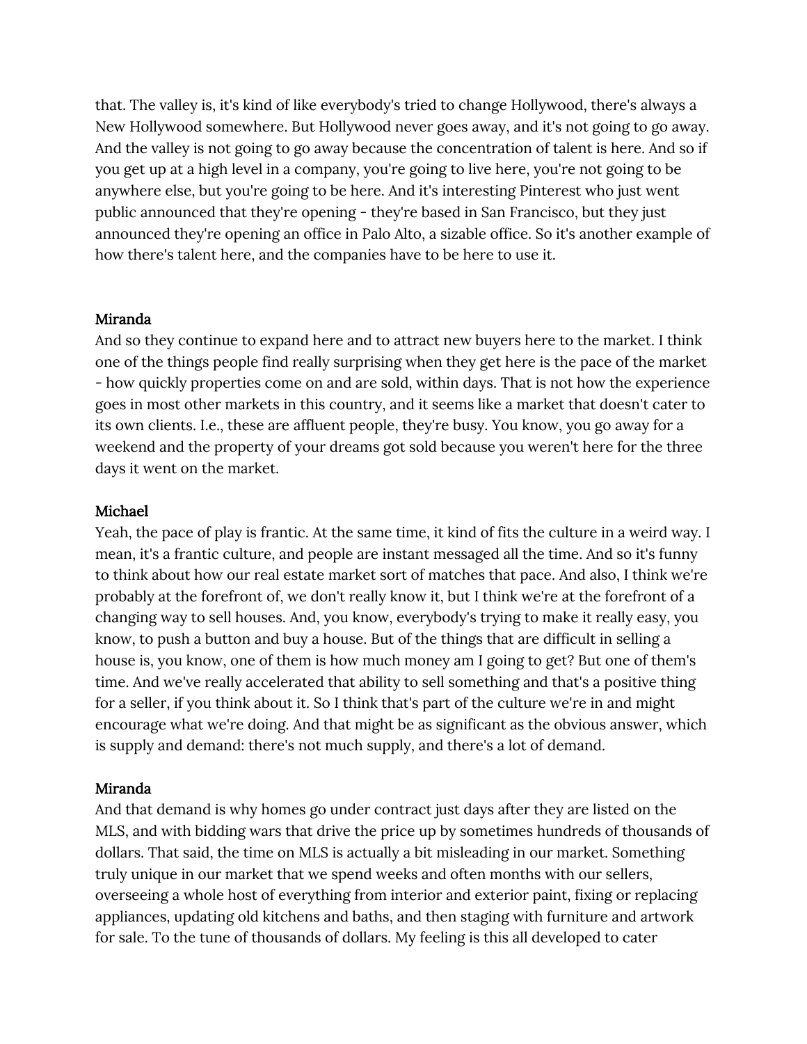that. The valley is, it's kind of like everybody's tried to change Hollywood, there's always a New Hollywood somewhere. But Hollywood never goes away, and it's not going to go away. And the valley is not going to go away because the concentration of talent is here. And so if you get up at a high level in a company, you're going to live here, you're not going to be anywhere else, but you're going to be here. And it's interesting Pinterest who just went public announced that they're opening - they're based in San Francisco, but they just announced they're opening an office in Palo Alto, a sizable office. So it's another example of how there's talent here, and the companies have to be here to use it.

**Miranda**

And so they continue to expand here and to attract new buyers here to the market. I think one of the things people find really surprising when they get here is the pace of the market - how quickly properties come on and are sold, within days. That is not how the experience goes in most other markets in this country, and it seems like a market that doesn't cater to its own clients. I.e., these are affluent people, they're busy. You know, you go away for a weekend and the property of your dreams got sold because you weren't here for the three days it went on the market.

**Michael**

Yeah, the pace of play is frantic. At the same time, it kind of fits the culture in a weird way. I mean, it's a frantic culture, and people are instant messaged all the time. And so it's funny to think about how our real estate market sort of matches that pace. And also, I think we're probably at the forefront of, we don't really know it, but I think we're at the forefront of a changing way to sell houses. And, you know, everybody's trying to make it really easy, you know, to push a button and buy a house. But of the things that are difficult in selling a house is, you know, one of them is how much money am I going to get? But one of them's time. And we've really accelerated that ability to sell something and that's a positive thing for a seller, if you think about it. So I think that's part of the culture we're in and might encourage what we're doing. And that might be as significant as the obvious answer, which is supply and demand: there's not much supply, and there's a lot of demand.

**Miranda**

And that demand is why homes go under contract just days after they are listed on the MLS, and with bidding wars that drive the price up by sometimes hundreds of thousands of dollars. That said, the time on MLS is actually a bit misleading in our market. Something truly unique in our market that we spend weeks and often months with our sellers, overseeing a whole host of everything from interior and exterior paint, fixing or replacing appliances, updating old kitchens and baths, and then staging with furniture and artwork for sale. To the tune of thousands of dollars. My feeling is this all developed to cater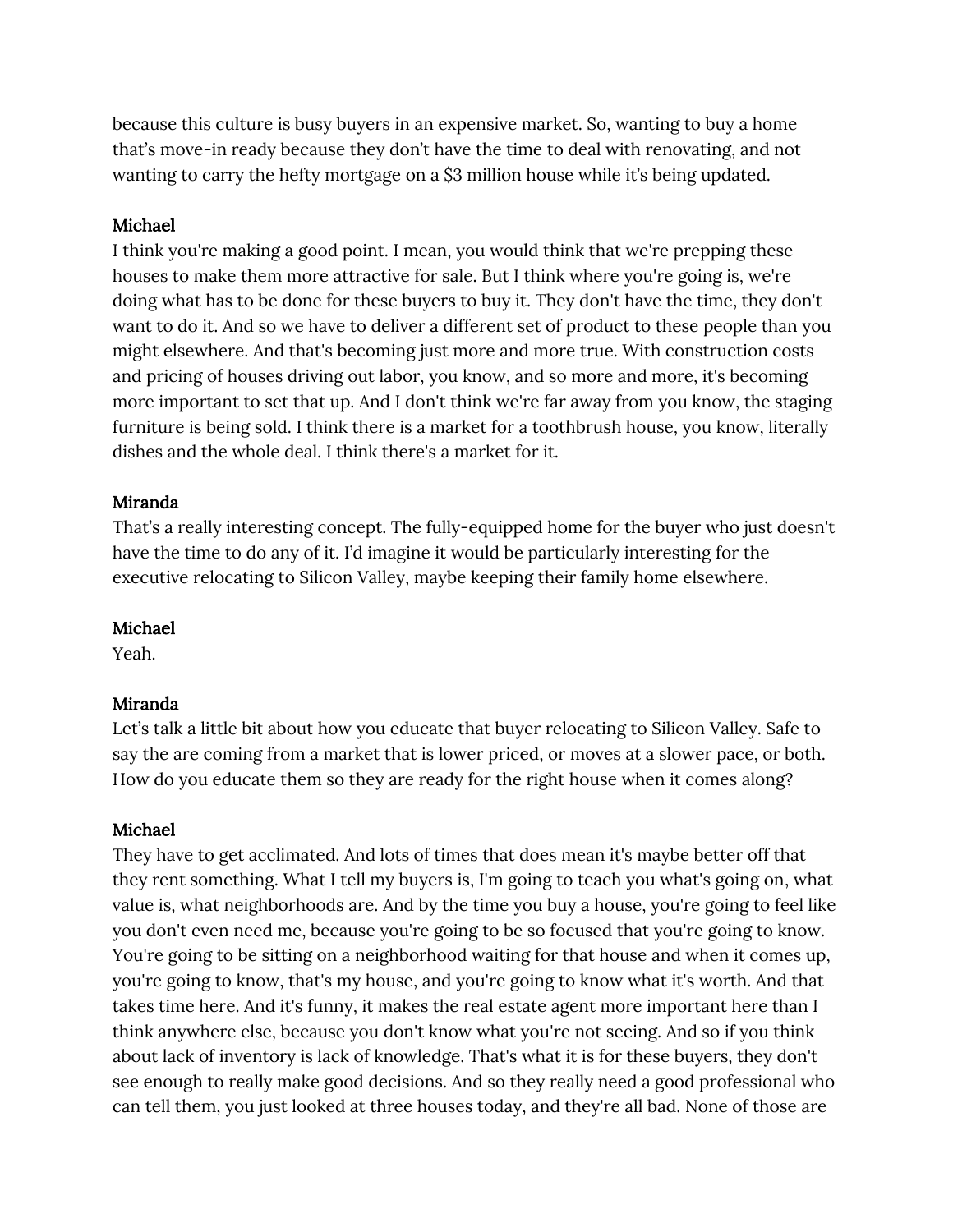because this culture is busy buyers in an expensive market. So, wanting to buy a home that's move-in ready because they don't have the time to deal with renovating, and not wanting to carry the hefty mortgage on a $3 million house while it's being updated.

**Michael**
I think you're making a good point. I mean, you would think that we're prepping these houses to make them more attractive for sale. But I think where you're going is, we're doing what has to be done for these buyers to buy it. They don't have the time, they don't want to do it. And so we have to deliver a different set of product to these people than you might elsewhere. And that's becoming just more and more true. With construction costs and pricing of houses driving out labor, you know, and so more and more, it's becoming more important to set that up. And I don't think we're far away from you know, the staging furniture is being sold. I think there is a market for a toothbrush house, you know, literally dishes and the whole deal. I think there's a market for it.

**Miranda**
That's a really interesting concept. The fully-equipped home for the buyer who just doesn't have the time to do any of it. I'd imagine it would be particularly interesting for the executive relocating to Silicon Valley, maybe keeping their family home elsewhere.

**Michael**
Yeah.

**Miranda**
Let's talk a little bit about how you educate that buyer relocating to Silicon Valley. Safe to say the are coming from a market that is lower priced, or moves at a slower pace, or both. How do you educate them so they are ready for the right house when it comes along?

**Michael**
They have to get acclimated. And lots of times that does mean it's maybe better off that they rent something. What I tell my buyers is, I'm going to teach you what's going on, what value is, what neighborhoods are. And by the time you buy a house, you're going to feel like you don't even need me, because you're going to be so focused that you're going to know. You're going to be sitting on a neighborhood waiting for that house and when it comes up, you're going to know, that's my house, and you're going to know what it's worth. And that takes time here. And it's funny, it makes the real estate agent more important here than I think anywhere else, because you don't know what you're not seeing. And so if you think about lack of inventory is lack of knowledge. That's what it is for these buyers, they don't see enough to really make good decisions. And so they really need a good professional who can tell them, you just looked at three houses today, and they're all bad. None of those are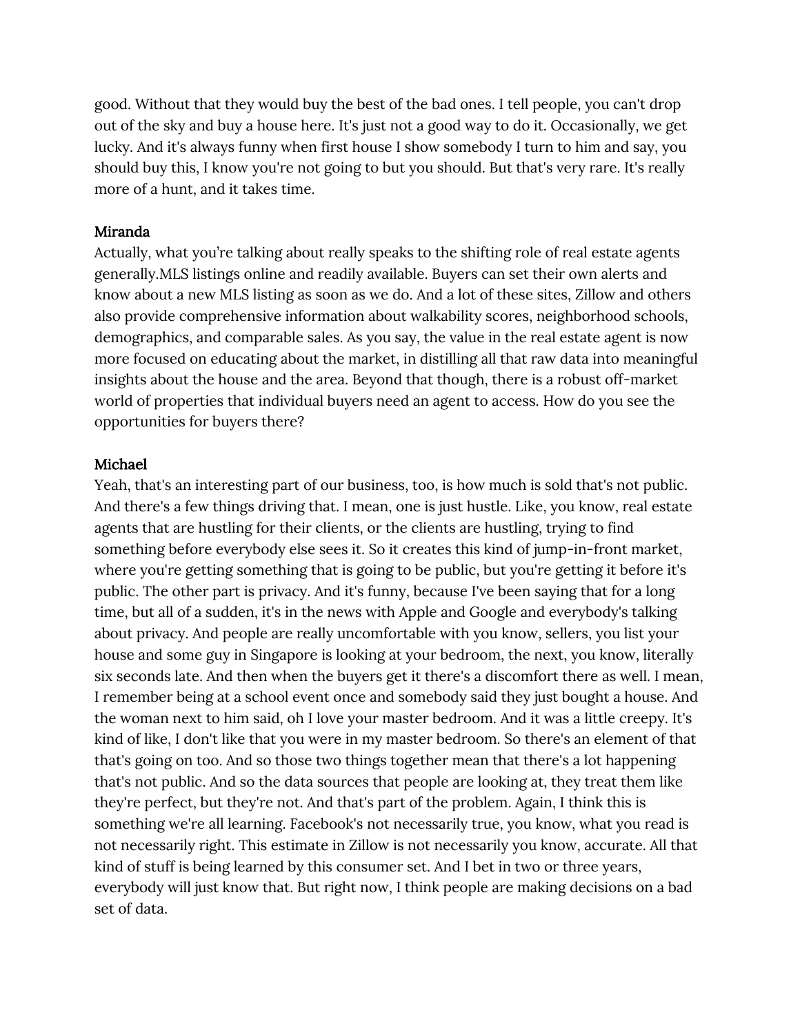good. Without that they would buy the best of the bad ones. I tell people, you can't drop out of the sky and buy a house here. It's just not a good way to do it. Occasionally, we get lucky. And it's always funny when first house I show somebody I turn to him and say, you should buy this, I know you're not going to but you should. But that's very rare. It's really more of a hunt, and it takes time.

**Miranda**
Actually, what you're talking about really speaks to the shifting role of real estate agents generally.MLS listings online and readily available. Buyers can set their own alerts and know about a new MLS listing as soon as we do. And a lot of these sites, Zillow and others also provide comprehensive information about walkability scores, neighborhood schools, demographics, and comparable sales. As you say, the value in the real estate agent is now more focused on educating about the market, in distilling all that raw data into meaningful insights about the house and the area. Beyond that though, there is a robust off-market world of properties that individual buyers need an agent to access. How do you see the opportunities for buyers there?

**Michael**
Yeah, that's an interesting part of our business, too, is how much is sold that's not public. And there's a few things driving that. I mean, one is just hustle. Like, you know, real estate agents that are hustling for their clients, or the clients are hustling, trying to find something before everybody else sees it. So it creates this kind of jump-in-front market, where you're getting something that is going to be public, but you're getting it before it's public. The other part is privacy. And it's funny, because I've been saying that for a long time, but all of a sudden, it's in the news with Apple and Google and everybody's talking about privacy. And people are really uncomfortable with you know, sellers, you list your house and some guy in Singapore is looking at your bedroom, the next, you know, literally six seconds late. And then when the buyers get it there's a discomfort there as well. I mean, I remember being at a school event once and somebody said they just bought a house. And the woman next to him said, oh I love your master bedroom. And it was a little creepy. It's kind of like, I don't like that you were in my master bedroom. So there's an element of that that's going on too. And so those two things together mean that there's a lot happening that's not public. And so the data sources that people are looking at, they treat them like they're perfect, but they're not. And that's part of the problem. Again, I think this is something we're all learning. Facebook's not necessarily true, you know, what you read is not necessarily right. This estimate in Zillow is not necessarily you know, accurate. All that kind of stuff is being learned by this consumer set. And I bet in two or three years, everybody will just know that. But right now, I think people are making decisions on a bad set of data.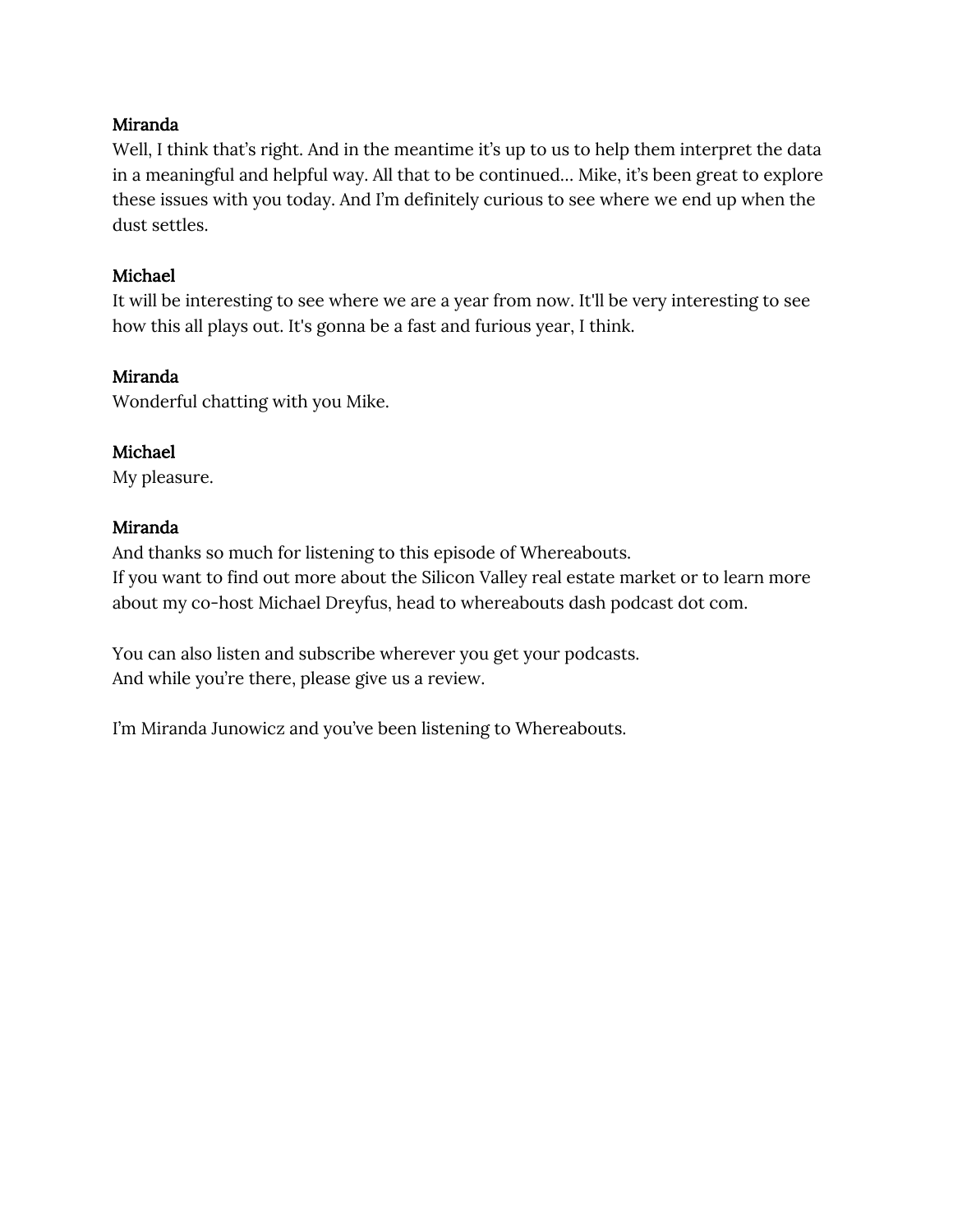**Miranda**
Well, I think that's right. And in the meantime it's up to us to help them interpret the data in a meaningful and helpful way. All that to be continued… Mike, it's been great to explore these issues with you today. And I'm definitely curious to see where we end up when the dust settles.

**Michael**
It will be interesting to see where we are a year from now. It'll be very interesting to see how this all plays out. It's gonna be a fast and furious year, I think.

**Miranda**
Wonderful chatting with you Mike.

**Michael**
My pleasure.

**Miranda**
And thanks so much for listening to this episode of Whereabouts.
If you want to find out more about the Silicon Valley real estate market or to learn more about my co-host Michael Dreyfus, head to whereabouts dash podcast dot com.

You can also listen and subscribe wherever you get your podcasts.
And while you're there, please give us a review.

I'm Miranda Junowicz and you've been listening to Whereabouts.